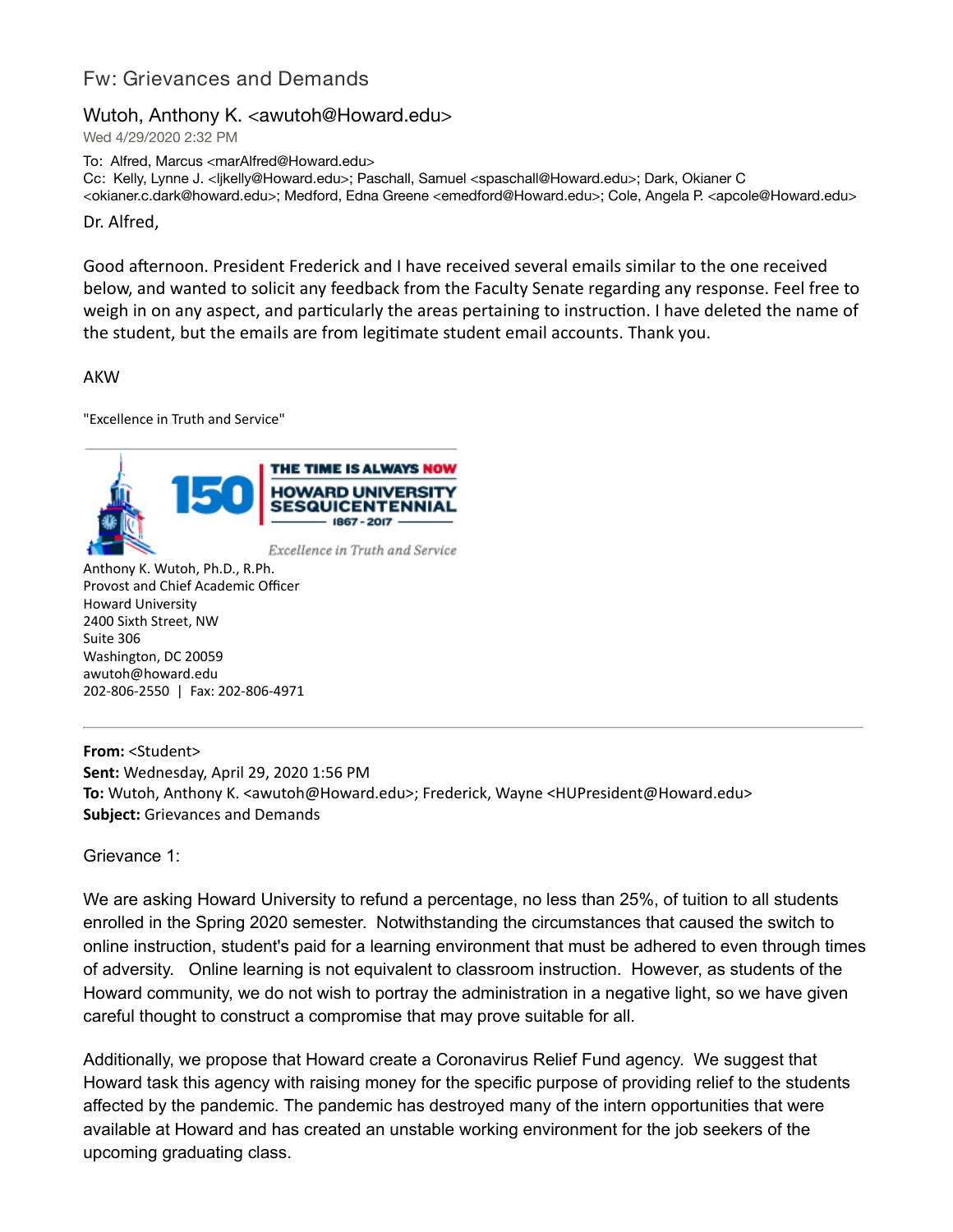# Fw: Grievances and Demands

**Wutoh, Anthony K. <awutoh@Howard.edu>**
Wed 4/29/2020 2:32 PM

To: Alfred, Marcus <marAlfred@Howard.edu>
Cc: Kelly, Lynne J. <ljkelly@Howard.edu>; Paschall, Samuel <spaschall@Howard.edu>; Dark, Okianer C <okianer.c.dark@howard.edu>; Medford, Edna Greene <emedford@Howard.edu>; Cole, Angela P. <apcole@Howard.edu>

Dr. Alfred,

Good afternoon. President Frederick and I have received several emails similar to the one received below, and wanted to solicit any feedback from the Faculty Senate regarding any response. Feel free to weigh in on any aspect, and particularly the areas pertaining to instruction. I have deleted the name of the student, but the emails are from legitimate student email accounts. Thank you.

AKW

"Excellence in Truth and Service"

150 | THE TIME IS ALWAYS NOW
HOWARD UNIVERSITY SESQUICENTENNIAL
1867 - 2017
*Excellence in Truth and Service*

Anthony K. Wutoh, Ph.D., R.Ph.
Provost and Chief Academic Officer
Howard University
2400 Sixth Street, NW
Suite 306
Washington, DC 20059
awutoh@howard.edu
202-806-2550 | Fax: 202-806-4971

---

**From:** <Student>
**Sent:** Wednesday, April 29, 2020 1:56 PM
**To:** Wutoh, Anthony K. <awutoh@Howard.edu>; Frederick, Wayne <HUPresident@Howard.edu>
**Subject:** Grievances and Demands

Grievance 1:

We are asking Howard University to refund a percentage, no less than 25%, of tuition to all students enrolled in the Spring 2020 semester. Notwithstanding the circumstances that caused the switch to online instruction, student's paid for a learning environment that must be adhered to even through times of adversity. Online learning is not equivalent to classroom instruction. However, as students of the Howard community, we do not wish to portray the administration in a negative light, so we have given careful thought to construct a compromise that may prove suitable for all.

Additionally, we propose that Howard create a Coronavirus Relief Fund agency. We suggest that Howard task this agency with raising money for the specific purpose of providing relief to the students affected by the pandemic. The pandemic has destroyed many of the intern opportunities that were available at Howard and has created an unstable working environment for the job seekers of the upcoming graduating class.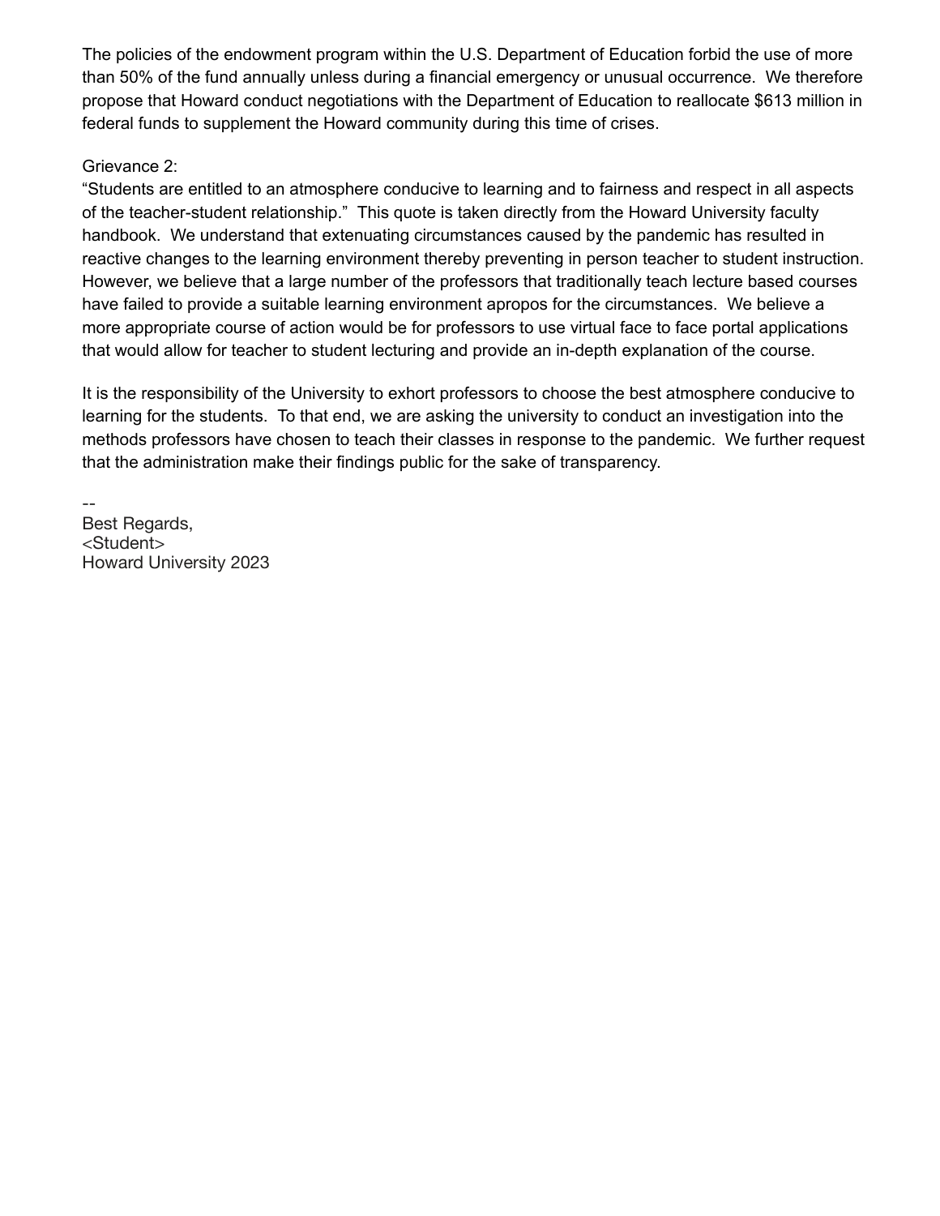The policies of the endowment program within the U.S. Department of Education forbid the use of more than 50% of the fund annually unless during a financial emergency or unusual occurrence. We therefore propose that Howard conduct negotiations with the Department of Education to reallocate $613 million in federal funds to supplement the Howard community during this time of crises.

Grievance 2:
"Students are entitled to an atmosphere conducive to learning and to fairness and respect in all aspects of the teacher-student relationship." This quote is taken directly from the Howard University faculty handbook. We understand that extenuating circumstances caused by the pandemic has resulted in reactive changes to the learning environment thereby preventing in person teacher to student instruction. However, we believe that a large number of the professors that traditionally teach lecture based courses have failed to provide a suitable learning environment apropos for the circumstances. We believe a more appropriate course of action would be for professors to use virtual face to face portal applications that would allow for teacher to student lecturing and provide an in-depth explanation of the course.

It is the responsibility of the University to exhort professors to choose the best atmosphere conducive to learning for the students. To that end, we are asking the university to conduct an investigation into the methods professors have chosen to teach their classes in response to the pandemic. We further request that the administration make their findings public for the sake of transparency.

--
Best Regards,
<Student>
Howard University 2023